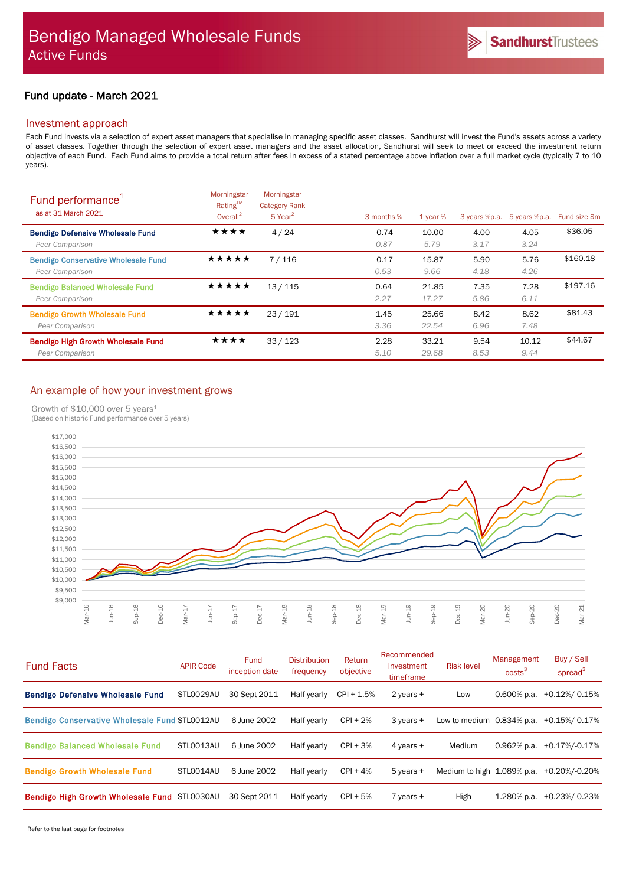# Bendigo Managed Wholesale Funds
## Active Funds

SandhurstTrustees

### Fund update - March 2021

## Investment approach

Each Fund invests via a selection of expert asset managers that specialise in managing specific asset classes. Sandhurst will invest the Fund's assets across a variety of asset classes. Together through the selection of expert asset managers and the asset allocation, Sandhurst will seek to meet or exceed the investment return objective of each Fund. Each Fund aims to provide a total return after fees in excess of a stated percentage above inflation over a full market cycle (typically 7 to 10 years).

## Fund performance[1]

as at 31 March 2021

| | Morningstar Rating™ Overall[2] | Morningstar Category Rank 5 Year[2] | 3 months % | 1 year % | 3 years %p.a. | 5 years %p.a. | Fund size $m |
|---|---|---|---|---|---|---|---|
| **Bendigo Defensive Wholesale Fund** | ★★★★ | 4 / 24 | -0.74 | 10.00 | 4.00 | 4.05 | $36.05 |
| *Peer Comparison* | | | *-0.87* | *5.79* | *3.17* | *3.24* | |
| **Bendigo Conservative Wholesale Fund** | ★★★★★ | 7 / 116 | -0.17 | 15.87 | 5.90 | 5.76 | $160.18 |
| *Peer Comparison* | | | *0.53* | *9.66* | *4.18* | *4.26* | |
| **Bendigo Balanced Wholesale Fund** | ★★★★★ | 13 / 115 | 0.64 | 21.85 | 7.35 | 7.28 | $197.16 |
| *Peer Comparison* | | | *2.27* | *17.27* | *5.86* | *6.11* | |
| **Bendigo Growth Wholesale Fund** | ★★★★★ | 23 / 191 | 1.45 | 25.66 | 8.42 | 8.62 | $81.43 |
| *Peer Comparison* | | | *3.36* | *22.54* | *6.96* | *7.48* | |
| **Bendigo High Growth Wholesale Fund** | ★★★★ | 33 / 123 | 2.28 | 33.21 | 9.54 | 10.12 | $44.67 |
| *Peer Comparison* | | | *5.10* | *29.68* | *8.53* | *9.44* | |

## An example of how your investment grows

Growth of $10,000 over 5 years[1]
(Based on historic Fund performance over 5 years)

## Fund Facts

| Fund Facts | APIR Code | Fund inception date | Distribution frequency | Return objective | Recommended investment timeframe | Risk level | Management costs[3] | Buy / Sell spread[3] |
|---|---|---|---|---|---|---|---|---|
| **Bendigo Defensive Wholesale Fund** | STL0029AU | 30 Sept 2011 | Half yearly | CPI + 1.5% | 2 years + | Low | 0.600% p.a. | +0.12%/-0.15% |
| **Bendigo Conservative Wholesale Fund** | STL0012AU | 6 June 2002 | Half yearly | CPI + 2% | 3 years + | Low to medium | 0.834% p.a. | +0.15%/-0.17% |
| **Bendigo Balanced Wholesale Fund** | STL0013AU | 6 June 2002 | Half yearly | CPI + 3% | 4 years + | Medium | 0.962% p.a. | +0.17%/-0.17% |
| **Bendigo Growth Wholesale Fund** | STL0014AU | 6 June 2002 | Half yearly | CPI + 4% | 5 years + | Medium to high | 1.089% p.a. | +0.20%/-0.20% |
| **Bendigo High Growth Wholesale Fund** | STL0030AU | 30 Sept 2011 | Half yearly | CPI + 5% | 7 years + | High | 1.280% p.a. | +0.23%/-0.23% |

Refer to the last page for footnotes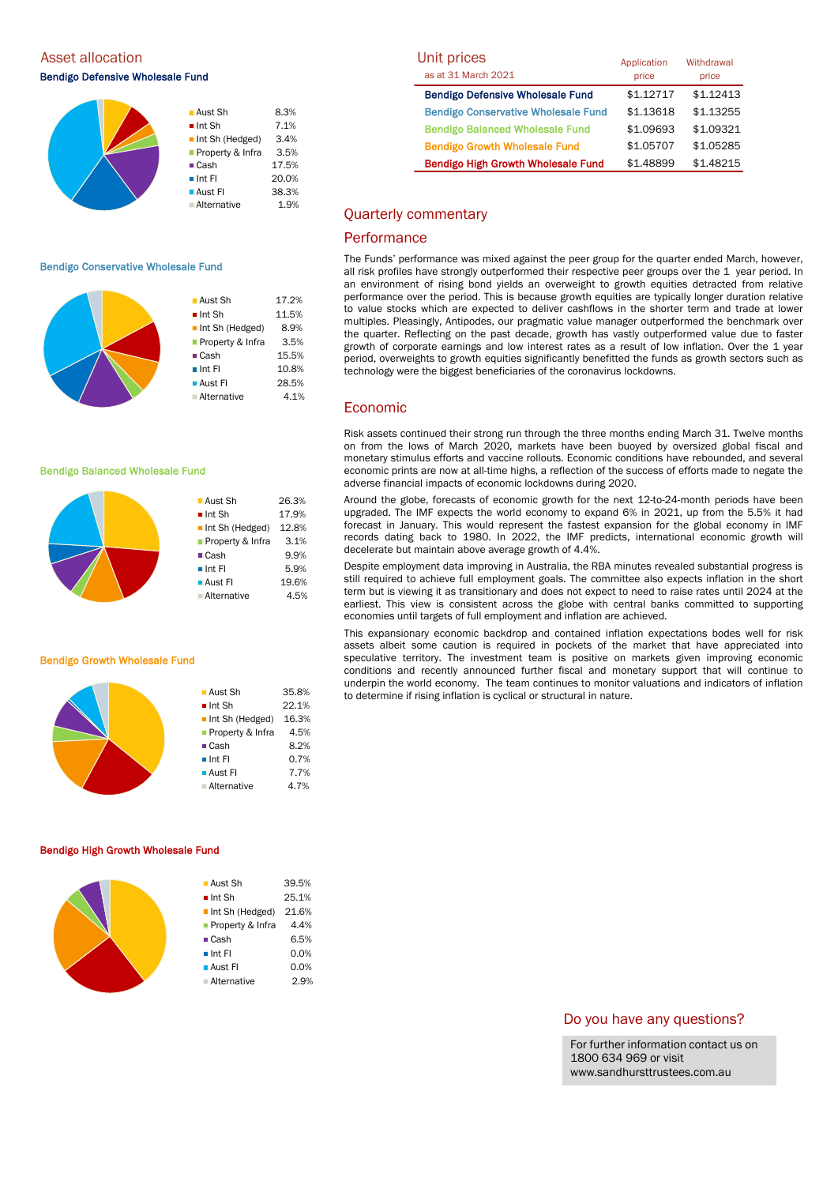## Asset allocation

### Bendigo Defensive Wholesale Fund

| | |
|---|---|
| Aust Sh | 8.3% |
| Int Sh | 7.1% |
| Int Sh (Hedged) | 3.4% |
| Property & Infra | 3.5% |
| Cash | 17.5% |
| Int FI | 20.0% |
| Aust FI | 38.3% |
| Alternative | 1.9% |

### Bendigo Conservative Wholesale Fund

| | |
|---|---|
| Aust Sh | 17.2% |
| Int Sh | 11.5% |
| Int Sh (Hedged) | 8.9% |
| Property & Infra | 3.5% |
| Cash | 15.5% |
| Int FI | 10.8% |
| Aust FI | 28.5% |
| Alternative | 4.1% |

### Bendigo Balanced Wholesale Fund

| | |
|---|---|
| Aust Sh | 26.3% |
| Int Sh | 17.9% |
| Int Sh (Hedged) | 12.8% |
| Property & Infra | 3.1% |
| Cash | 9.9% |
| Int FI | 5.9% |
| Aust FI | 19.6% |
| Alternative | 4.5% |

### Bendigo Growth Wholesale Fund

| | |
|---|---|
| Aust Sh | 35.8% |
| Int Sh | 22.1% |
| Int Sh (Hedged) | 16.3% |
| Property & Infra | 4.5% |
| Cash | 8.2% |
| Int FI | 0.7% |
| Aust FI | 7.7% |
| Alternative | 4.7% |

### Bendigo High Growth Wholesale Fund

| | |
|---|---|
| Aust Sh | 39.5% |
| Int Sh | 25.1% |
| Int Sh (Hedged) | 21.6% |
| Property & Infra | 4.4% |
| Cash | 6.5% |
| Int FI | 0.0% |
| Aust FI | 0.0% |
| Alternative | 2.9% |

## Unit prices

| as at 31 March 2021 | Application price | Withdrawal price |
|---|---|---|
| **Bendigo Defensive Wholesale Fund** | $1.12717 | $1.12413 |
| **Bendigo Conservative Wholesale Fund** | $1.13618 | $1.13255 |
| **Bendigo Balanced Wholesale Fund** | $1.09693 | $1.09321 |
| **Bendigo Growth Wholesale Fund** | $1.05707 | $1.05285 |
| **Bendigo High Growth Wholesale Fund** | $1.48899 | $1.48215 |

## Quarterly commentary

### Performance

The Funds' performance was mixed against the peer group for the quarter ended March, however, all risk profiles have strongly outperformed their respective peer groups over the 1 year period. In an environment of rising bond yields an overweight to growth equities detracted from relative performance over the period. This is because growth equities are typically longer duration relative to value stocks which are expected to deliver cashflows in the shorter term and trade at lower multiples. Pleasingly, Antipodes, our pragmatic value manager outperformed the benchmark over the quarter. Reflecting on the past decade, growth has vastly outperformed value due to faster growth of corporate earnings and low interest rates as a result of low inflation. Over the 1 year period, overweights to growth equities significantly benefitted the funds as growth sectors such as technology were the biggest beneficiaries of the coronavirus lockdowns.

### Economic

Risk assets continued their strong run through the three months ending March 31. Twelve months on from the lows of March 2020, markets have been buoyed by oversized global fiscal and monetary stimulus efforts and vaccine rollouts. Economic conditions have rebounded, and several economic prints are now at all-time highs, a reflection of the success of efforts made to negate the adverse financial impacts of economic lockdowns during 2020.

Around the globe, forecasts of economic growth for the next 12-to-24-month periods have been upgraded. The IMF expects the world economy to expand 6% in 2021, up from the 5.5% it had forecast in January. This would represent the fastest expansion for the global economy in IMF records dating back to 1980. In 2022, the IMF predicts, international economic growth will decelerate but maintain above average growth of 4.4%.

Despite employment data improving in Australia, the RBA minutes revealed substantial progress is still required to achieve full employment goals. The committee also expects inflation in the short term but is viewing it as transitionary and does not expect to need to raise rates until 2024 at the earliest. This view is consistent across the globe with central banks committed to supporting economies until targets of full employment and inflation are achieved.

This expansionary economic backdrop and contained inflation expectations bodes well for risk assets albeit some caution is required in pockets of the market that have appreciated into speculative territory. The investment team is positive on markets given improving economic conditions and recently announced further fiscal and monetary support that will continue to underpin the world economy. The team continues to monitor valuations and indicators of inflation to determine if rising inflation is cyclical or structural in nature.

## Do you have any questions?

For further information contact us on 1800 634 969 or visit www.sandhursttrustees.com.au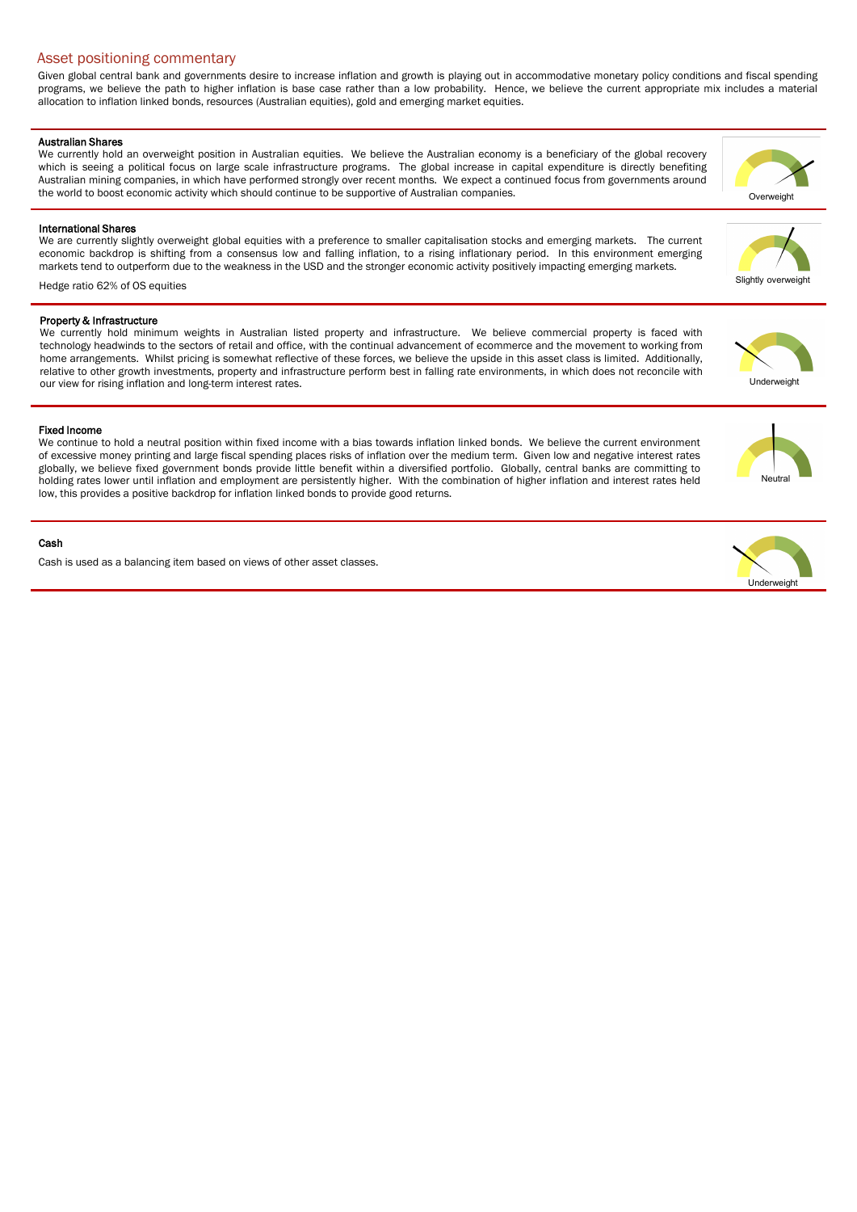## Asset positioning commentary

Given global central bank and governments desire to increase inflation and growth is playing out in accommodative monetary policy conditions and fiscal spending programs, we believe the path to higher inflation is base case rather than a low probability. Hence, we believe the current appropriate mix includes a material allocation to inflation linked bonds, resources (Australian equities), gold and emerging market equities.

### Australian Shares

We currently hold an overweight position in Australian equities. We believe the Australian economy is a beneficiary of the global recovery which is seeing a political focus on large scale infrastructure programs. The global increase in capital expenditure is directly benefiting Australian mining companies, in which have performed strongly over recent months. We expect a continued focus from governments around the world to boost economic activity which should continue to be supportive of Australian companies.

Overweight

### International Shares

We are currently slightly overweight global equities with a preference to smaller capitalisation stocks and emerging markets. The current economic backdrop is shifting from a consensus low and falling inflation, to a rising inflationary period. In this environment emerging markets tend to outperform due to the weakness in the USD and the stronger economic activity positively impacting emerging markets.

Hedge ratio 62% of OS equities

Slightly overweight

### Property & Infrastructure

We currently hold minimum weights in Australian listed property and infrastructure. We believe commercial property is faced with technology headwinds to the sectors of retail and office, with the continual advancement of ecommerce and the movement to working from home arrangements. Whilst pricing is somewhat reflective of these forces, we believe the upside in this asset class is limited. Additionally, relative to other growth investments, property and infrastructure perform best in falling rate environments, in which does not reconcile with our view for rising inflation and long-term interest rates.

Underweight

### Fixed Income

We continue to hold a neutral position within fixed income with a bias towards inflation linked bonds. We believe the current environment of excessive money printing and large fiscal spending places risks of inflation over the medium term. Given low and negative interest rates globally, we believe fixed government bonds provide little benefit within a diversified portfolio. Globally, central banks are committing to holding rates lower until inflation and employment are persistently higher. With the combination of higher inflation and interest rates held low, this provides a positive backdrop for inflation linked bonds to provide good returns.

Neutral

### Cash

Cash is used as a balancing item based on views of other asset classes.

Underweight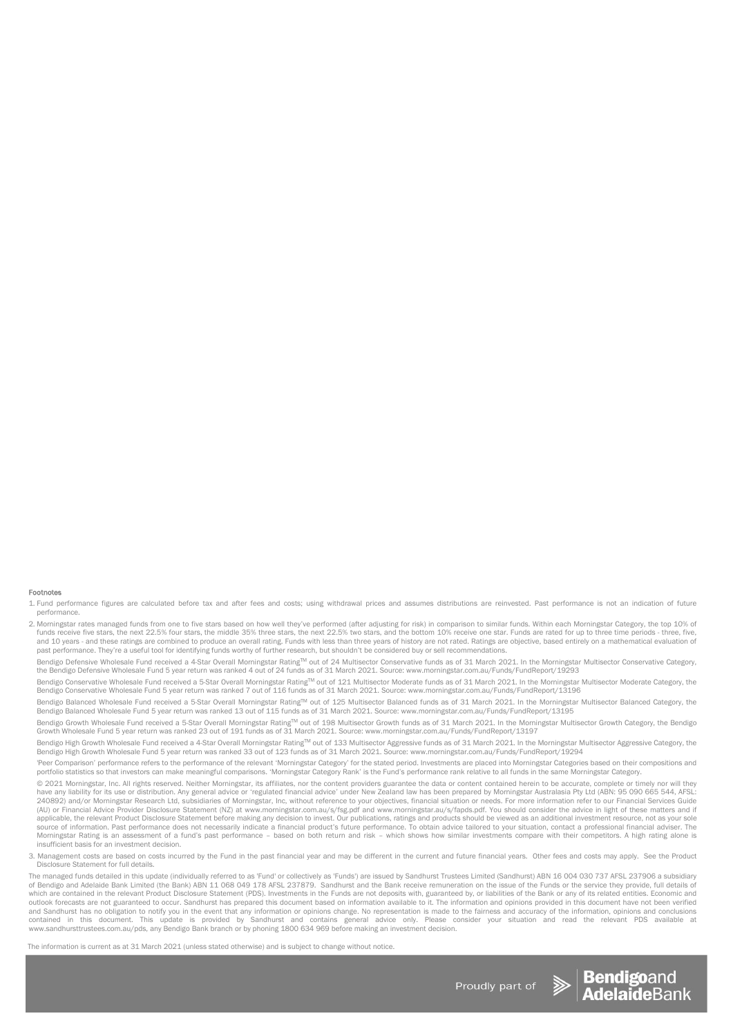#### Footnotes

1. Fund performance figures are calculated before tax and after fees and costs; using withdrawal prices and assumes distributions are reinvested. Past performance is not an indication of future performance.
2. Morningstar rates managed funds from one to five stars based on how well they've performed (after adjusting for risk) in comparison to similar funds. Within each Morningstar Category, the top 10% of funds receive five stars, the next 22.5% four stars, the middle 35% three stars, the next 22.5% two stars, and the bottom 10% receive one star. Funds are rated for up to three time periods - three, five, and 10 years - and these ratings are combined to produce an overall rating. Funds with less than three years of history are not rated. Ratings are objective, based entirely on a mathematical evaluation of past performance. They're a useful tool for identifying funds worthy of further research, but shouldn't be considered buy or sell recommendations.

   Bendigo Defensive Wholesale Fund received a 4-Star Overall Morningstar Rating™ out of 24 Multisector Conservative funds as of 31 March 2021. In the Morningstar Multisector Conservative Category, the Bendigo Defensive Wholesale Fund 5 year return was ranked 4 out of 24 funds as of 31 March 2021. Source: www.morningstar.com.au/Funds/FundReport/19293

   Bendigo Conservative Wholesale Fund received a 5-Star Overall Morningstar Rating™ out of 121 Multisector Moderate funds as of 31 March 2021. In the Morningstar Multisector Moderate Category, the Bendigo Conservative Wholesale Fund 5 year return was ranked 7 out of 116 funds as of 31 March 2021. Source: www.morningstar.com.au/Funds/FundReport/13196

   Bendigo Balanced Wholesale Fund received a 5-Star Overall Morningstar Rating™ out of 125 Multisector Balanced funds as of 31 March 2021. In the Morningstar Multisector Balanced Category, the Bendigo Balanced Wholesale Fund 5 year return was ranked 13 out of 115 funds as of 31 March 2021. Source: www.morningstar.com.au/Funds/FundReport/13195

   Bendigo Growth Wholesale Fund received a 5-Star Overall Morningstar Rating™ out of 198 Multisector Growth funds as of 31 March 2021. In the Morningstar Multisector Growth Category, the Bendigo Growth Wholesale Fund 5 year return was ranked 23 out of 191 funds as of 31 March 2021. Source: www.morningstar.com.au/Funds/FundReport/13197

   Bendigo High Growth Wholesale Fund received a 4-Star Overall Morningstar Rating™ out of 133 Multisector Aggressive funds as of 31 March 2021. In the Morningstar Multisector Aggressive Category, the Bendigo High Growth Wholesale Fund 5 year return was ranked 33 out of 123 funds as of 31 March 2021. Source: www.morningstar.com.au/Funds/FundReport/19294

   'Peer Comparison' performance refers to the performance of the relevant 'Morningstar Category' for the stated period. Investments are placed into Morningstar Categories based on their compositions and portfolio statistics so that investors can make meaningful comparisons. 'Morningstar Category Rank' is the Fund's performance rank relative to all funds in the same Morningstar Category.

   © 2021 Morningstar, Inc. All rights reserved. Neither Morningstar, its affiliates, nor the content providers guarantee the data or content contained herein to be accurate, complete or timely nor will they have any liability for its use or distribution. Any general advice or 'regulated financial advice' under New Zealand law has been prepared by Morningstar Australasia Pty Ltd (ABN: 95 090 665 544, AFSL: 240892) and/or Morningstar Research Ltd, subsidiaries of Morningstar, Inc, without reference to your objectives, financial situation or needs. For more information refer to our Financial Services Guide (AU) or Financial Advice Provider Disclosure Statement (NZ) at www.morningstar.com.au/s/fsg.pdf and www.morningstar.au/s/fapds.pdf. You should consider the advice in light of these matters and if applicable, the relevant Product Disclosure Statement before making any decision to invest. Our publications, ratings and products should be viewed as an additional investment resource, not as your sole source of information. Past performance does not necessarily indicate a financial product's future performance. To obtain advice tailored to your situation, contact a professional financial adviser. The Morningstar Rating is an assessment of a fund's past performance – based on both return and risk – which shows how similar investments compare with their competitors. A high rating alone is insufficient basis for an investment decision.
3. Management costs are based on costs incurred by the Fund in the past financial year and may be different in the current and future financial years. Other fees and costs may apply. See the Product Disclosure Statement for full details.

The managed funds detailed in this update (individually referred to as 'Fund' or collectively as 'Funds') are issued by Sandhurst Trustees Limited (Sandhurst) ABN 16 004 030 737 AFSL 237906 a subsidiary of Bendigo and Adelaide Bank Limited (the Bank) ABN 11 068 049 178 AFSL 237879. Sandhurst and the Bank receive remuneration on the issue of the Funds or the service they provide, full details of which are contained in the relevant Product Disclosure Statement (PDS). Investments in the Funds are not deposits with, guaranteed by, or liabilities of the Bank or any of its related entities. Economic and outlook forecasts are not guaranteed to occur. Sandhurst has prepared this document based on information available to it. The information and opinions provided in this document have not been verified and Sandhurst has no obligation to notify you in the event that any information or opinions change. No representation is made to the fairness and accuracy of the information, opinions and conclusions contained in this document. This update is provided by Sandhurst and contains general advice only. Please consider your situation and read the relevant PDS available at www.sandhursttrustees.com.au/pds, any Bendigo Bank branch or by phoning 1800 634 969 before making an investment decision.

The information is current as at 31 March 2021 (unless stated otherwise) and is subject to change without notice.

Proudly part of **Bendigo**and **Adelaide**Bank